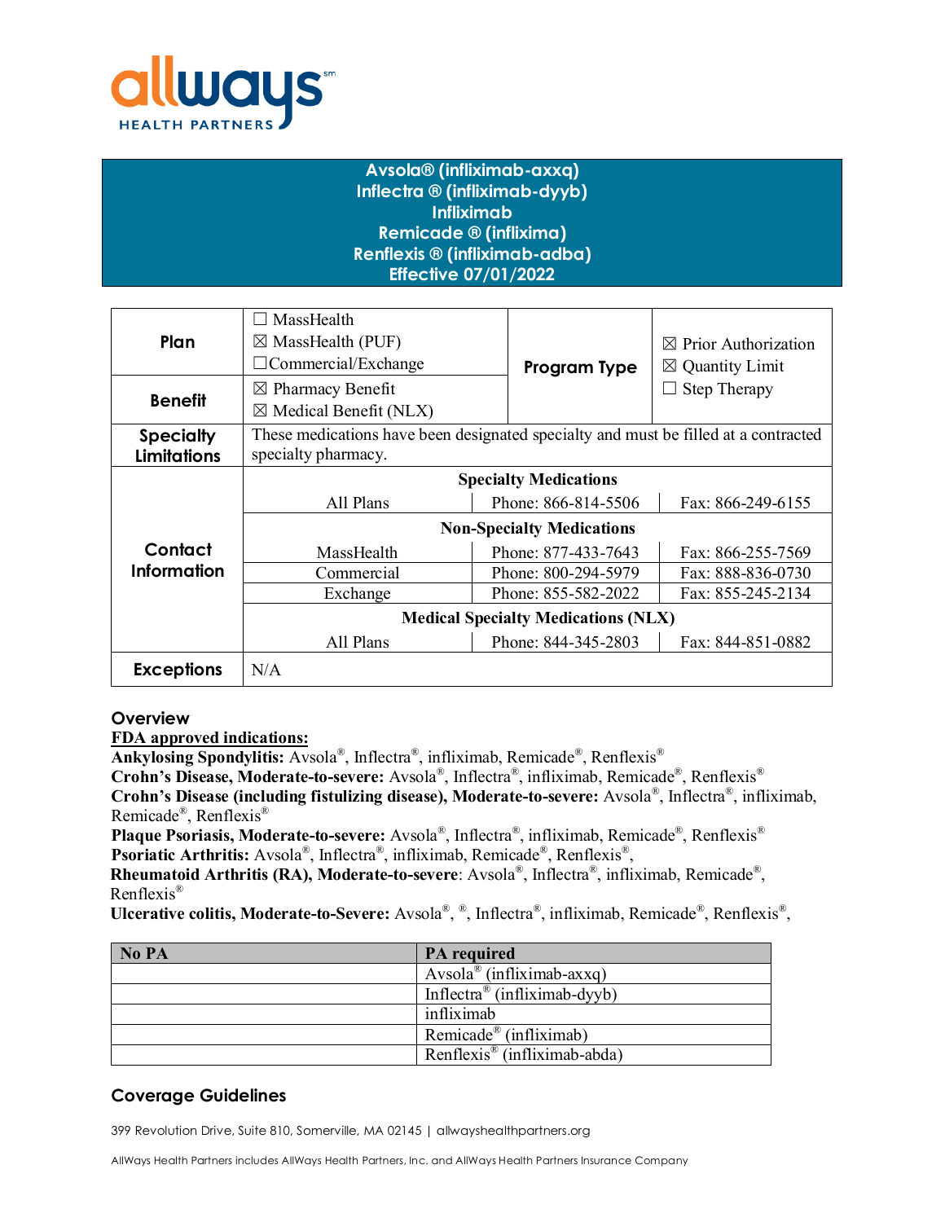# Avsola® (infliximab-axxq)
# Inflectra ® (infliximab-dyyb)
# Infliximab
# Remicade ® (inflixima)
# Renflexis ® (infliximab-adba)
# Effective 07/01/2022

| | | | |
|---|---|---|---|
| **Plan** | ☐ MassHealth<br>☒ MassHealth (PUF)<br>☐Commercial/Exchange | **Program Type** | ☒ Prior Authorization<br>☒ Quantity Limit<br>☐ Step Therapy |
| **Benefit** | ☒ Pharmacy Benefit<br>☒ Medical Benefit (NLX) | | |
| **Specialty Limitations** | These medications have been designated specialty and must be filled at a contracted specialty pharmacy. | | |
| **Contact Information** | **Specialty Medications** | | |
| | All Plans | Phone: 866-814-5506 | Fax: 866-249-6155 |
| | **Non-Specialty Medications** | | |
| | MassHealth | Phone: 877-433-7643 | Fax: 866-255-7569 |
| | Commercial | Phone: 800-294-5979 | Fax: 888-836-0730 |
| | Exchange | Phone: 855-582-2022 | Fax: 855-245-2134 |
| | **Medical Specialty Medications (NLX)** | | |
| | All Plans | Phone: 844-345-2803 | Fax: 844-851-0882 |
| **Exceptions** | N/A | | |

## Overview

**FDA approved indications:**

**Ankylosing Spondylitis:** Avsola®, Inflectra®, infliximab, Remicade®, Renflexis®
**Crohn's Disease, Moderate-to-severe:** Avsola®, Inflectra®, infliximab, Remicade®, Renflexis®
**Crohn's Disease (including fistulizing disease), Moderate-to-severe:** Avsola®, Inflectra®, infliximab, Remicade®, Renflexis®
**Plaque Psoriasis, Moderate-to-severe:** Avsola®, Inflectra®, infliximab, Remicade®, Renflexis®
**Psoriatic Arthritis:** Avsola®, Inflectra®, infliximab, Remicade®, Renflexis®,
**Rheumatoid Arthritis (RA), Moderate-to-severe**: Avsola®, Inflectra®, infliximab, Remicade®, Renflexis®
**Ulcerative colitis, Moderate-to-Severe:** Avsola®, ®, Inflectra®, infliximab, Remicade®, Renflexis®,

| No PA | PA required |
|---|---|
| | Avsola® (infliximab-axxq) |
| | Inflectra® (infliximab-dyyb) |
| | infliximab |
| | Remicade® (infliximab) |
| | Renflexis® (infliximab-abda) |

## Coverage Guidelines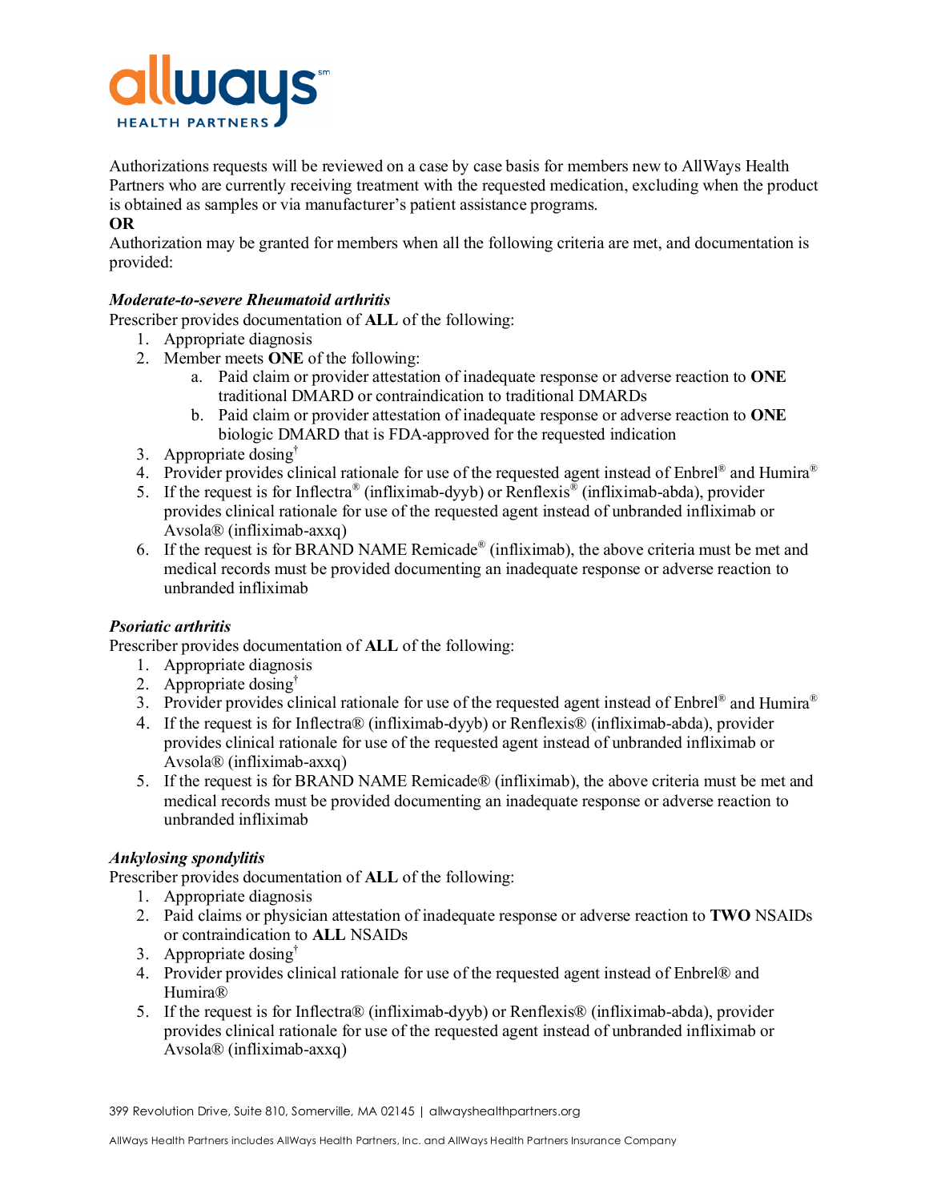Authorizations requests will be reviewed on a case by case basis for members new to AllWays Health Partners who are currently receiving treatment with the requested medication, excluding when the product is obtained as samples or via manufacturer's patient assistance programs.

**OR**

Authorization may be granted for members when all the following criteria are met, and documentation is provided:

***Moderate-to-severe Rheumatoid arthritis***

Prescriber provides documentation of **ALL** of the following:

1. Appropriate diagnosis
2. Member meets **ONE** of the following:
   a. Paid claim or provider attestation of inadequate response or adverse reaction to **ONE** traditional DMARD or contraindication to traditional DMARDs
   b. Paid claim or provider attestation of inadequate response or adverse reaction to **ONE** biologic DMARD that is FDA-approved for the requested indication
3. Appropriate dosing†
4. Provider provides clinical rationale for use of the requested agent instead of Enbrel® and Humira®
5. If the request is for Inflectra® (infliximab-dyyb) or Renflexis® (infliximab-abda), provider provides clinical rationale for use of the requested agent instead of unbranded infliximab or Avsola® (infliximab-axxq)
6. If the request is for BRAND NAME Remicade® (infliximab), the above criteria must be met and medical records must be provided documenting an inadequate response or adverse reaction to unbranded infliximab

***Psoriatic arthritis***

Prescriber provides documentation of **ALL** of the following:

1. Appropriate diagnosis
2. Appropriate dosing†
3. Provider provides clinical rationale for use of the requested agent instead of Enbrel® and Humira®
4. If the request is for Inflectra® (infliximab-dyyb) or Renflexis® (infliximab-abda), provider provides clinical rationale for use of the requested agent instead of unbranded infliximab or Avsola® (infliximab-axxq)
5. If the request is for BRAND NAME Remicade® (infliximab), the above criteria must be met and medical records must be provided documenting an inadequate response or adverse reaction to unbranded infliximab

***Ankylosing spondylitis***

Prescriber provides documentation of **ALL** of the following:

1. Appropriate diagnosis
2. Paid claims or physician attestation of inadequate response or adverse reaction to **TWO** NSAIDs or contraindication to **ALL** NSAIDs
3. Appropriate dosing†
4. Provider provides clinical rationale for use of the requested agent instead of Enbrel® and Humira®
5. If the request is for Inflectra® (infliximab-dyyb) or Renflexis® (infliximab-abda), provider provides clinical rationale for use of the requested agent instead of unbranded infliximab or Avsola® (infliximab-axxq)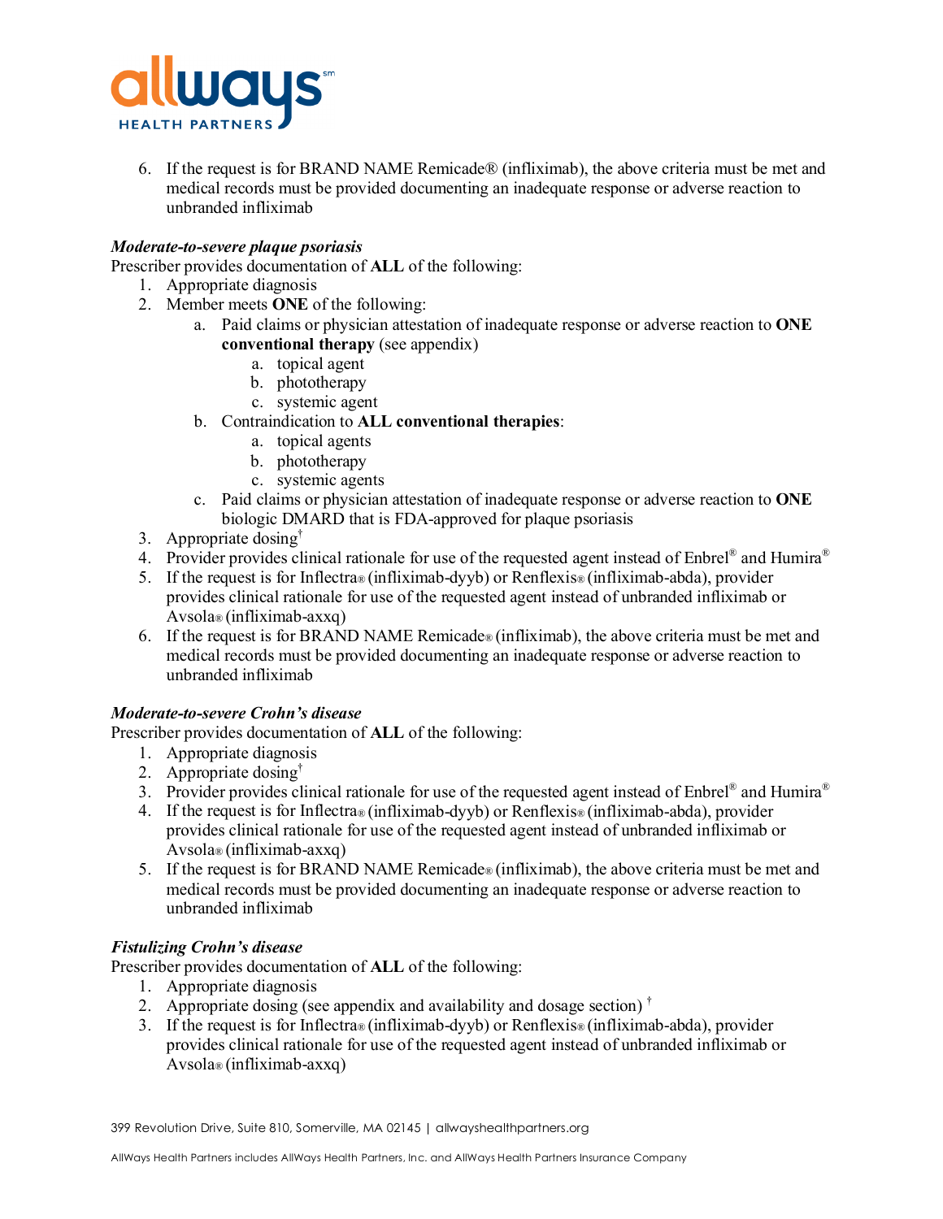6. If the request is for BRAND NAME Remicade® (infliximab), the above criteria must be met and medical records must be provided documenting an inadequate response or adverse reaction to unbranded infliximab

***Moderate-to-severe plaque psoriasis***
Prescriber provides documentation of **ALL** of the following:

1. Appropriate diagnosis
2. Member meets **ONE** of the following:
   a. Paid claims or physician attestation of inadequate response or adverse reaction to **ONE conventional therapy** (see appendix)
      a. topical agent
      b. phototherapy
      c. systemic agent
   b. Contraindication to **ALL conventional therapies**:
      a. topical agents
      b. phototherapy
      c. systemic agents
   c. Paid claims or physician attestation of inadequate response or adverse reaction to **ONE** biologic DMARD that is FDA-approved for plaque psoriasis
3. Appropriate dosing†
4. Provider provides clinical rationale for use of the requested agent instead of Enbrel® and Humira®
5. If the request is for Inflectra® (infliximab-dyyb) or Renflexis® (infliximab-abda), provider provides clinical rationale for use of the requested agent instead of unbranded infliximab or Avsola® (infliximab-axxq)
6. If the request is for BRAND NAME Remicade® (infliximab), the above criteria must be met and medical records must be provided documenting an inadequate response or adverse reaction to unbranded infliximab

***Moderate-to-severe Crohn's disease***
Prescriber provides documentation of **ALL** of the following:

1. Appropriate diagnosis
2. Appropriate dosing†
3. Provider provides clinical rationale for use of the requested agent instead of Enbrel® and Humira®
4. If the request is for Inflectra® (infliximab-dyyb) or Renflexis® (infliximab-abda), provider provides clinical rationale for use of the requested agent instead of unbranded infliximab or Avsola® (infliximab-axxq)
5. If the request is for BRAND NAME Remicade® (infliximab), the above criteria must be met and medical records must be provided documenting an inadequate response or adverse reaction to unbranded infliximab

***Fistulizing Crohn's disease***
Prescriber provides documentation of **ALL** of the following:

1. Appropriate diagnosis
2. Appropriate dosing (see appendix and availability and dosage section) †
3. If the request is for Inflectra® (infliximab-dyyb) or Renflexis® (infliximab-abda), provider provides clinical rationale for use of the requested agent instead of unbranded infliximab or Avsola® (infliximab-axxq)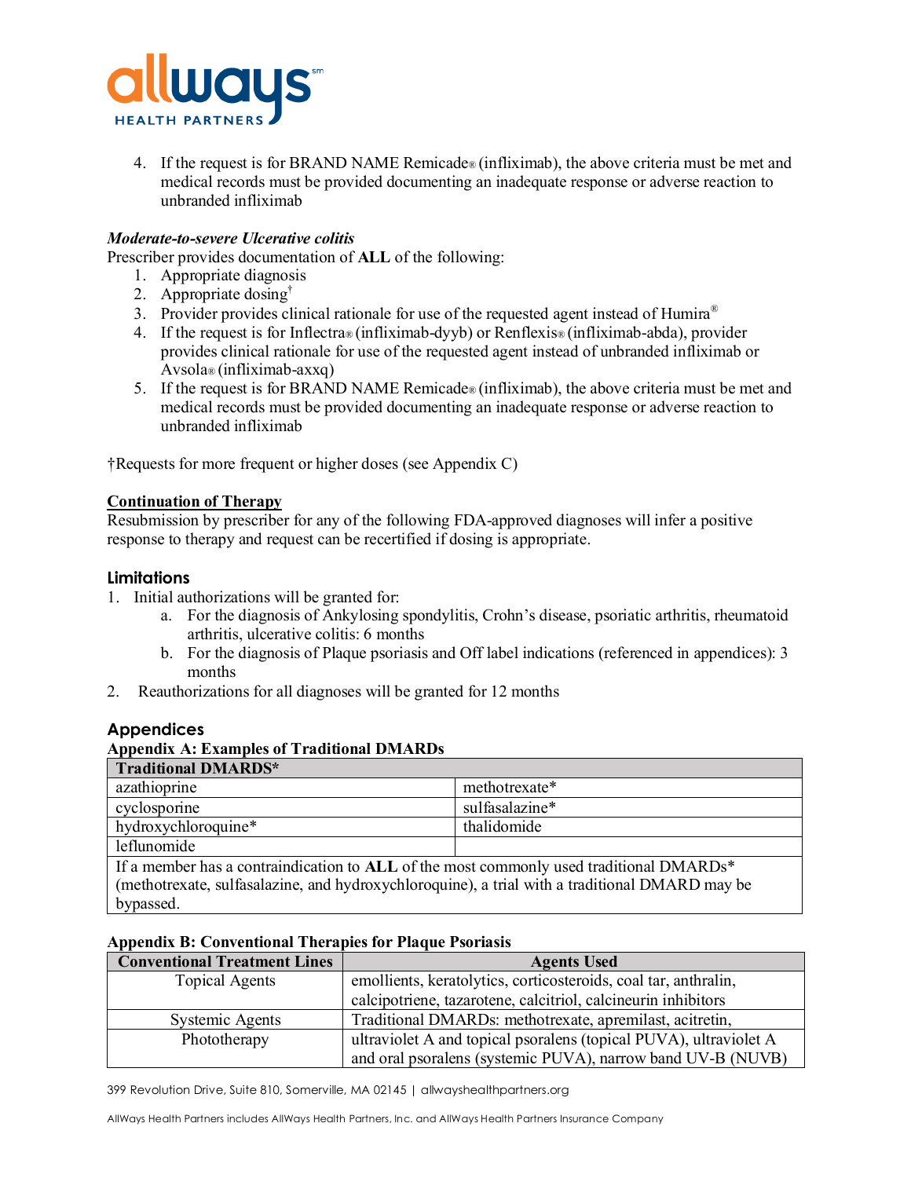4. If the request is for BRAND NAME Remicade® (infliximab), the above criteria must be met and medical records must be provided documenting an inadequate response or adverse reaction to unbranded infliximab

***Moderate-to-severe Ulcerative colitis***

Prescriber provides documentation of **ALL** of the following:

1. Appropriate diagnosis
2. Appropriate dosing†
3. Provider provides clinical rationale for use of the requested agent instead of Humira®
4. If the request is for Inflectra® (infliximab-dyyb) or Renflexis® (infliximab-abda), provider provides clinical rationale for use of the requested agent instead of unbranded infliximab or Avsola® (infliximab-axxq)
5. If the request is for BRAND NAME Remicade® (infliximab), the above criteria must be met and medical records must be provided documenting an inadequate response or adverse reaction to unbranded infliximab

†Requests for more frequent or higher doses (see Appendix C)

**Continuation of Therapy**

Resubmission by prescriber for any of the following FDA-approved diagnoses will infer a positive response to therapy and request can be recertified if dosing is appropriate.

## Limitations

1. Initial authorizations will be granted for:
   a. For the diagnosis of Ankylosing spondylitis, Crohn's disease, psoriatic arthritis, rheumatoid arthritis, ulcerative colitis: 6 months
   b. For the diagnosis of Plaque psoriasis and Off label indications (referenced in appendices): 3 months
2. Reauthorizations for all diagnoses will be granted for 12 months

## Appendices

**Appendix A: Examples of Traditional DMARDs**

| Traditional DMARDS* | |
|---|---|
| azathioprine | methotrexate* |
| cyclosporine | sulfasalazine* |
| hydroxychloroquine* | thalidomide |
| leflunomide | |
| If a member has a contraindication to **ALL** of the most commonly used traditional DMARDs* (methotrexate, sulfasalazine, and hydroxychloroquine), a trial with a traditional DMARD may be bypassed. | |

**Appendix B: Conventional Therapies for Plaque Psoriasis**

| Conventional Treatment Lines | Agents Used |
|---|---|
| Topical Agents | emollients, keratolytics, corticosteroids, coal tar, anthralin, calcipotriene, tazarotene, calcitriol, calcineurin inhibitors |
| Systemic Agents | Traditional DMARDs: methotrexate, apremilast, acitretin, |
| Phototherapy | ultraviolet A and topical psoralens (topical PUVA), ultraviolet A and oral psoralens (systemic PUVA), narrow band UV-B (NUVB) |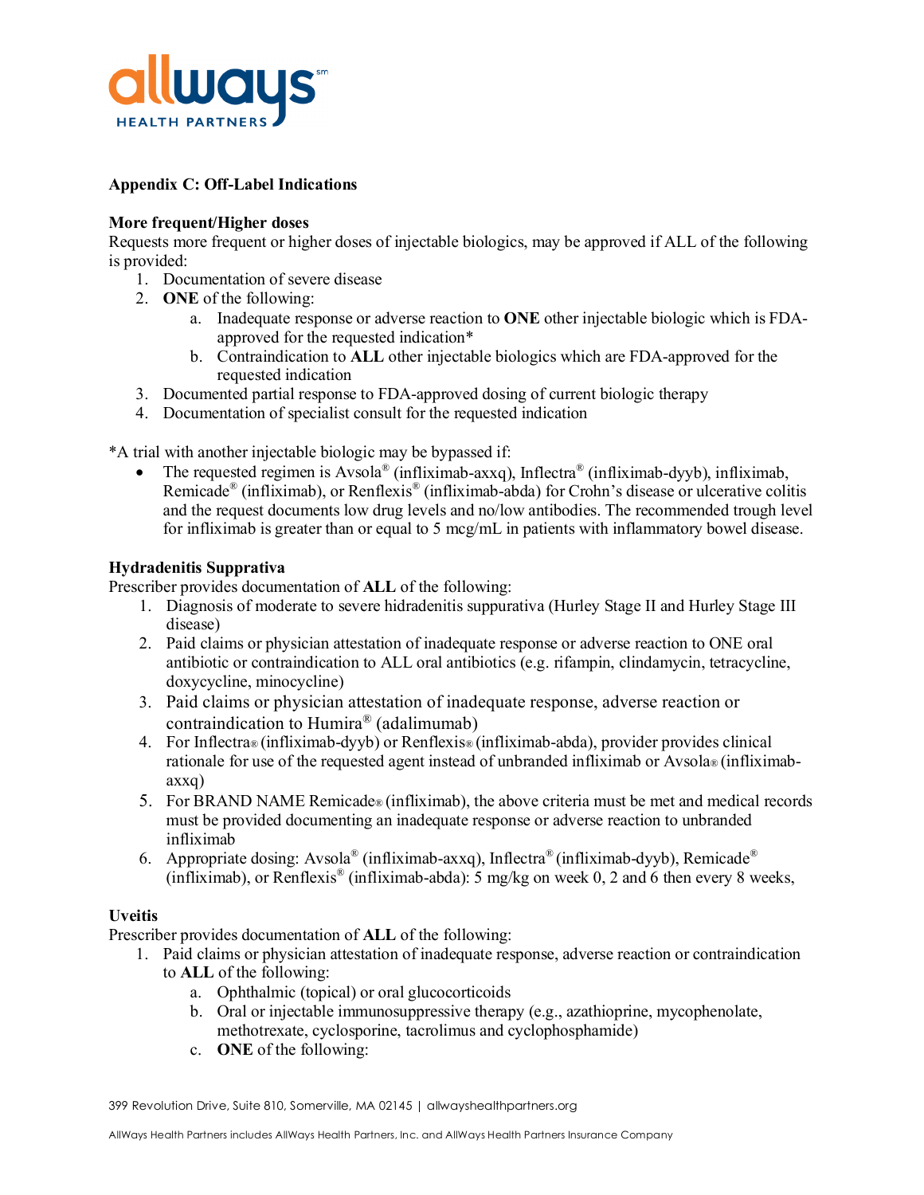**Appendix C: Off-Label Indications**

**More frequent/Higher doses**

Requests more frequent or higher doses of injectable biologics, may be approved if ALL of the following is provided:

1. Documentation of severe disease
2. **ONE** of the following:
   a. Inadequate response or adverse reaction to **ONE** other injectable biologic which is FDA-approved for the requested indication*
   b. Contraindication to **ALL** other injectable biologics which are FDA-approved for the requested indication
3. Documented partial response to FDA-approved dosing of current biologic therapy
4. Documentation of specialist consult for the requested indication

*A trial with another injectable biologic may be bypassed if:

- The requested regimen is Avsola® (infliximab-axxq), Inflectra® (infliximab-dyyb), infliximab, Remicade® (infliximab), or Renflexis® (infliximab-abda) for Crohn's disease or ulcerative colitis and the request documents low drug levels and no/low antibodies. The recommended trough level for infliximab is greater than or equal to 5 mcg/mL in patients with inflammatory bowel disease.

**Hydradenitis Supprativa**

Prescriber provides documentation of **ALL** of the following:

1. Diagnosis of moderate to severe hidradenitis suppuritiva (Hurley Stage II and Hurley Stage III disease)
2. Paid claims or physician attestation of inadequate response or adverse reaction to ONE oral antibiotic or contraindication to ALL oral antibiotics (e.g. rifampin, clindamycin, tetracycline, doxycycline, minocycline)
3. Paid claims or physician attestation of inadequate response, adverse reaction or contraindication to Humira® (adalimumab)
4. For Inflectra® (infliximab-dyyb) or Renflexis® (infliximab-abda), provider provides clinical rationale for use of the requested agent instead of unbranded infliximab or Avsola® (infliximab-axxq)
5. For BRAND NAME Remicade® (infliximab), the above criteria must be met and medical records must be provided documenting an inadequate response or adverse reaction to unbranded infliximab
6. Appropriate dosing: Avsola® (infliximab-axxq), Inflectra® (infliximab-dyyb), Remicade® (infliximab), or Renflexis® (infliximab-abda): 5 mg/kg on week 0, 2 and 6 then every 8 weeks,

**Uveitis**

Prescriber provides documentation of **ALL** of the following:

1. Paid claims or physician attestation of inadequate response, adverse reaction or contraindication to **ALL** of the following:
   a. Ophthalmic (topical) or oral glucocorticoids
   b. Oral or injectable immunosuppressive therapy (e.g., azathioprine, mycophenolate, methotrexate, cyclosporine, tacrolimus and cyclophosphamide)
   c. **ONE** of the following: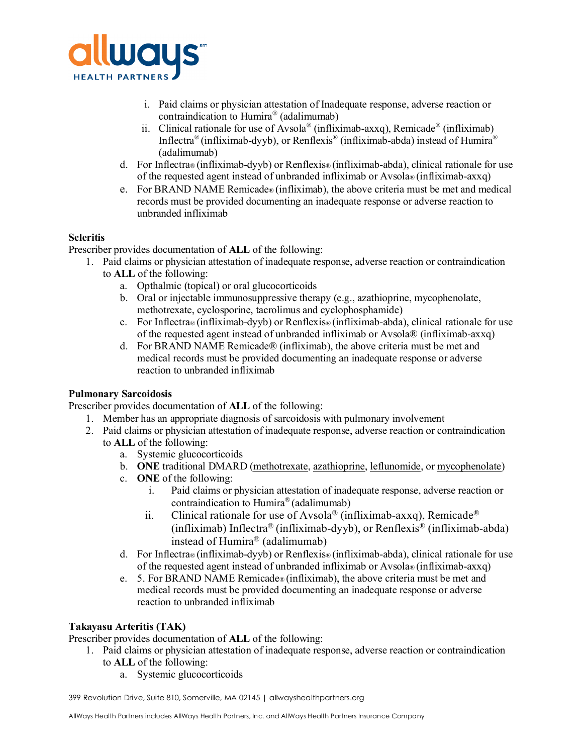i. Paid claims or physician attestation of Inadequate response, adverse reaction or contraindication to Humira® (adalimumab)
   ii. Clinical rationale for use of Avsola® (infliximab-axxq), Remicade® (infliximab) Inflectra® (infliximab-dyyb), or Renflexis® (infliximab-abda) instead of Humira® (adalimumab)
 d. For Inflectra® (infliximab-dyyb) or Renflexis® (infliximab-abda), clinical rationale for use of the requested agent instead of unbranded infliximab or Avsola® (infliximab-axxq)
 e. For BRAND NAME Remicade® (infliximab), the above criteria must be met and medical records must be provided documenting an inadequate response or adverse reaction to unbranded infliximab

**Scleritis**

Prescriber provides documentation of **ALL** of the following:

1. Paid claims or physician attestation of inadequate response, adverse reaction or contraindication to **ALL** of the following:
   a. Opthalmic (topical) or oral glucocorticoids
   b. Oral or injectable immunosuppressive therapy (e.g., azathioprine, mycophenolate, methotrexate, cyclosporine, tacrolimus and cyclophosphamide)
   c. For Inflectra® (infliximab-dyyb) or Renflexis® (infliximab-abda), clinical rationale for use of the requested agent instead of unbranded infliximab or Avsola® (infliximab-axxq)
   d. For BRAND NAME Remicade® (infliximab), the above criteria must be met and medical records must be provided documenting an inadequate response or adverse reaction to unbranded infliximab

**Pulmonary Sarcoidosis**

Prescriber provides documentation of **ALL** of the following:

1. Member has an appropriate diagnosis of sarcoidosis with pulmonary involvement
2. Paid claims or physician attestation of inadequate response, adverse reaction or contraindication to **ALL** of the following:
   a. Systemic glucocorticoids
   b. **ONE** traditional DMARD (methotrexate, azathioprine, leflunomide, or mycophenolate)
   c. **ONE** of the following:
      i. Paid claims or physician attestation of inadequate response, adverse reaction or contraindication to Humira® (adalimumab)
      ii. Clinical rationale for use of Avsola® (infliximab-axxq), Remicade® (infliximab) Inflectra® (infliximab-dyyb), or Renflexis® (infliximab-abda) instead of Humira® (adalimumab)
   d. For Inflectra® (infliximab-dyyb) or Renflexis® (infliximab-abda), clinical rationale for use of the requested agent instead of unbranded infliximab or Avsola® (infliximab-axxq)
   e. 5. For BRAND NAME Remicade® (infliximab), the above criteria must be met and medical records must be provided documenting an inadequate response or adverse reaction to unbranded infliximab

**Takayasu Arteritis (TAK)**

Prescriber provides documentation of **ALL** of the following:

1. Paid claims or physician attestation of inadequate response, adverse reaction or contraindication to **ALL** of the following:
   a. Systemic glucocorticoids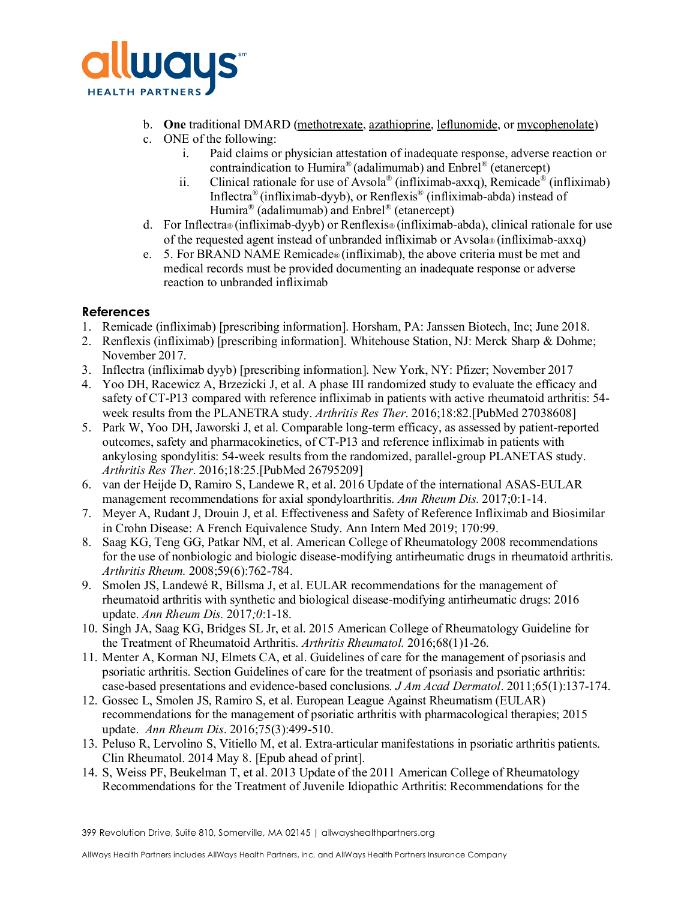b. **One** traditional DMARD (methotrexate, azathioprine, leflunomide, or mycophenolate)
c. ONE of the following:
    i. Paid claims or physician attestation of inadequate response, adverse reaction or contraindication to Humira® (adalimumab) and Enbrel® (etanercept)
    ii. Clinical rationale for use of Avsola® (infliximab-axxq), Remicade® (infliximab) Inflectra® (infliximab-dyyb), or Renflexis® (infliximab-abda) instead of Humira® (adalimumab) and Enbrel® (etanercept)
d. For Inflectra® (infliximab-dyyb) or Renflexis® (infliximab-abda), clinical rationale for use of the requested agent instead of unbranded infliximab or Avsola® (infliximab-axxq)
e. 5. For BRAND NAME Remicade® (infliximab), the above criteria must be met and medical records must be provided documenting an inadequate response or adverse reaction to unbranded infliximab

## References

1. Remicade (infliximab) [prescribing information]. Horsham, PA: Janssen Biotech, Inc; June 2018.
2. Renflexis (infliximab) [prescribing information]. Whitehouse Station, NJ: Merck Sharp & Dohme; November 2017.
3. Inflectra (infliximab dyyb) [prescribing information]. New York, NY: Pfizer; November 2017
4. Yoo DH, Racewicz A, Brzezicki J, et al. A phase III randomized study to evaluate the efficacy and safety of CT-P13 compared with reference infliximab in patients with active rheumatoid arthritis: 54-week results from the PLANETRA study. *Arthritis Res Ther*. 2016;18:82.[PubMed 27038608]
5. Park W, Yoo DH, Jaworski J, et al. Comparable long-term efficacy, as assessed by patient-reported outcomes, safety and pharmacokinetics, of CT-P13 and reference infliximab in patients with ankylosing spondylitis: 54-week results from the randomized, parallel-group PLANETAS study. *Arthritis Res Ther*. 2016;18:25.[PubMed 26795209]
6. van der Heijde D, Ramiro S, Landewe R, et al. 2016 Update of the international ASAS-EULAR management recommendations for axial spondyloarthritis. *Ann Rheum Dis.* 2017;0:1-14.
7. Meyer A, Rudant J, Drouin J, et al. Effectiveness and Safety of Reference Infliximab and Biosimilar in Crohn Disease: A French Equivalence Study. Ann Intern Med 2019; 170:99.
8. Saag KG, Teng GG, Patkar NM, et al. American College of Rheumatology 2008 recommendations for the use of nonbiologic and biologic disease-modifying antirheumatic drugs in rheumatoid arthritis. *Arthritis Rheum.* 2008;59(6):762-784.
9. Smolen JS, Landewé R, Billsma J, et al. EULAR recommendations for the management of rheumatoid arthritis with synthetic and biological disease-modifying antirheumatic drugs: 2016 update. *Ann Rheum Dis.* 2017*;0*:1-18.
10. Singh JA, Saag KG, Bridges SL Jr, et al. 2015 American College of Rheumatology Guideline for the Treatment of Rheumatoid Arthritis. *Arthritis Rheumatol.* 2016;68(1)1-26.
11. Menter A, Korman NJ, Elmets CA, et al. Guidelines of care for the management of psoriasis and psoriatic arthritis. Section Guidelines of care for the treatment of psoriasis and psoriatic arthritis: case-based presentations and evidence-based conclusions. *J Am Acad Dermatol*. 2011;65(1):137-174.
12. Gossec L, Smolen JS, Ramiro S, et al. European League Against Rheumatism (EULAR) recommendations for the management of psoriatic arthritis with pharmacological therapies; 2015 update. *Ann Rheum Dis*. 2016;75(3):499-510.
13. Peluso R, Lervolino S, Vitiello M, et al. Extra-articular manifestations in psoriatic arthritis patients. Clin Rheumatol. 2014 May 8. [Epub ahead of print].
14. S, Weiss PF, Beukelman T, et al. 2013 Update of the 2011 American College of Rheumatology Recommendations for the Treatment of Juvenile Idiopathic Arthritis: Recommendations for the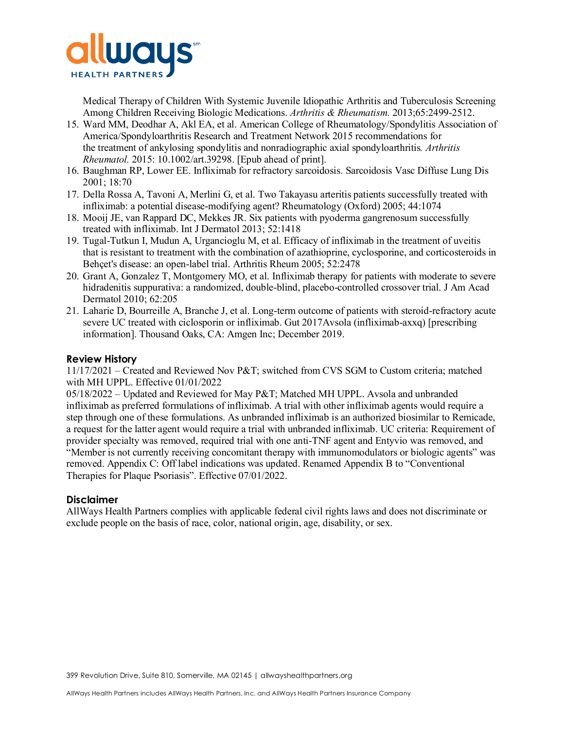Medical Therapy of Children With Systemic Juvenile Idiopathic Arthritis and Tuberculosis Screening Among Children Receiving Biologic Medications. *Arthritis & Rheumatism.* 2013;65:2499-2512.

15. Ward MM, Deodhar A, Akl EA, et al. American College of Rheumatology/Spondylitis Association of America/Spondyloarthritis Research and Treatment Network 2015 recommendations for the treatment of ankylosing spondylitis and nonradiographic axial spondyloarthritis. *Arthritis Rheumatol.* 2015: 10.1002/art.39298. [Epub ahead of print].
16. Baughman RP, Lower EE. Infliximab for refractory sarcoidosis. Sarcoidosis Vasc Diffuse Lung Dis 2001; 18:70
17. Della Rossa A, Tavoni A, Merlini G, et al. Two Takayasu arteritis patients successfully treated with infliximab: a potential disease-modifying agent? Rheumatology (Oxford) 2005; 44:1074
18. Mooij JE, van Rappard DC, Mekkes JR. Six patients with pyoderma gangrenosum successfully treated with infliximab. Int J Dermatol 2013; 52:1418
19. Tugal-Tutkun I, Mudun A, Urgancioglu M, et al. Efficacy of infliximab in the treatment of uveitis that is resistant to treatment with the combination of azathioprine, cyclosporine, and corticosteroids in Behçet's disease: an open-label trial. Arthritis Rheum 2005; 52:2478
20. Grant A, Gonzalez T, Montgomery MO, et al. Infliximab therapy for patients with moderate to severe hidradenitis suppurativa: a randomized, double-blind, placebo-controlled crossover trial. J Am Acad Dermatol 2010; 62:205
21. Laharie D, Bourreille A, Branche J, et al. Long-term outcome of patients with steroid-refractory acute severe UC treated with ciclosporin or infliximab. Gut 2017Avsola (infliximab-axxq) [prescribing information]. Thousand Oaks, CA: Amgen Inc; December 2019.

## Review History

11/17/2021 – Created and Reviewed Nov P&T; switched from CVS SGM to Custom criteria; matched with MH UPPL. Effective 01/01/2022

05/18/2022 – Updated and Reviewed for May P&T; Matched MH UPPL. Avsola and unbranded infliximab as preferred formulations of infliximab. A trial with other infliximab agents would require a step through one of these formulations. As unbranded infliximab is an authorized biosimilar to Remicade, a request for the latter agent would require a trial with unbranded infliximab. UC criteria: Requirement of provider specialty was removed, required trial with one anti-TNF agent and Entyvio was removed, and "Member is not currently receiving concomitant therapy with immunomodulators or biologic agents" was removed. Appendix C: Off label indications was updated. Renamed Appendix B to "Conventional Therapies for Plaque Psoriasis". Effective 07/01/2022.

## Disclaimer

AllWays Health Partners complies with applicable federal civil rights laws and does not discriminate or exclude people on the basis of race, color, national origin, age, disability, or sex.